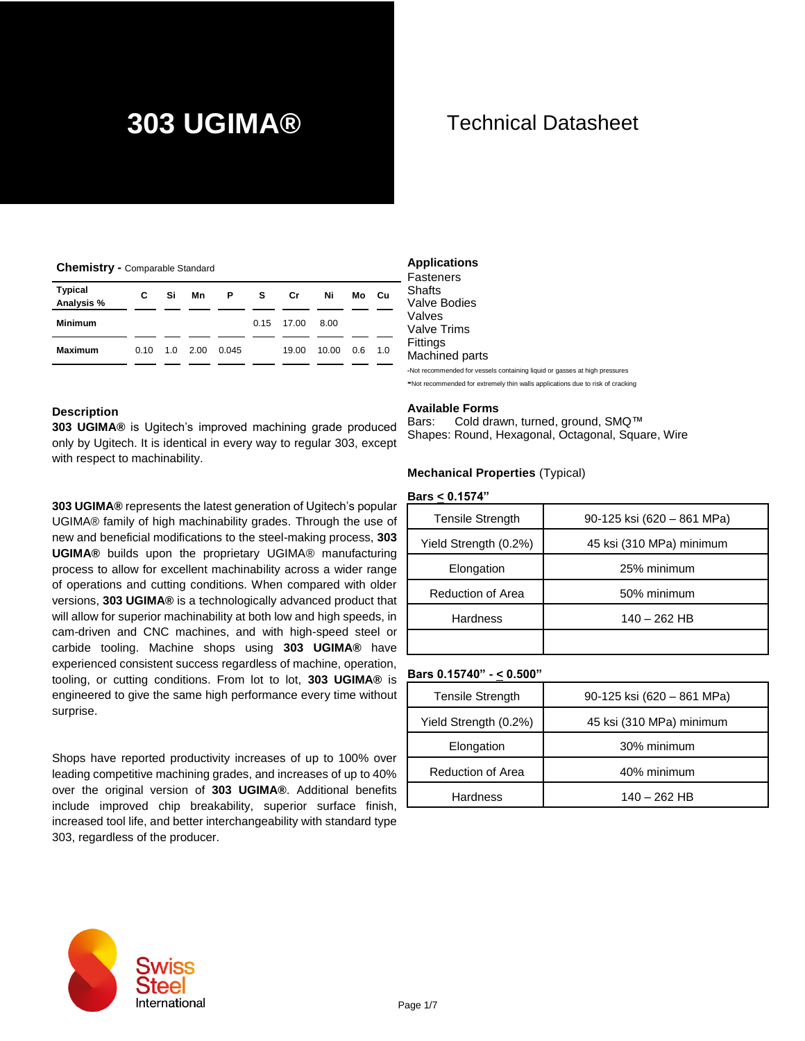# 303 UGIMA®

## Technical Datasheet

**Chemistry** - Comparable Standard

| Typical Analysis % | C | Si | Mn | P | S | Cr | Ni | Mo | Cu |
|---|---|---|---|---|---|---|---|---|---|
| Minimum | | | | | 0.15 | 17.00 | 8.00 | | |
| Maximum | 0.10 | 1.0 | 2.00 | 0.045 | | 19.00 | 10.00 | 0.6 | 1.0 |

### Applications

Fasteners
Shafts
Valve Bodies
Valves
Valve Trims
Fittings
Machined parts

-Not recommended for vessels containing liquid or gasses at high pressures
-Not recommended for extremely thin walls applications due to risk of cracking

### Description

**303 UGIMA®** is Ugitech's improved machining grade produced only by Ugitech. It is identical in every way to regular 303, except with respect to machinability.

**303 UGIMA®** represents the latest generation of Ugitech's popular UGIMA® family of high machinability grades. Through the use of new and beneficial modifications to the steel-making process, **303 UGIMA®** builds upon the proprietary UGIMA® manufacturing process to allow for excellent machinability across a wider range of operations and cutting conditions. When compared with older versions, **303 UGIMA®** is a technologically advanced product that will allow for superior machinability at both low and high speeds, in cam-driven and CNC machines, and with high-speed steel or carbide tooling. Machine shops using **303 UGIMA®** have experienced consistent success regardless of machine, operation, tooling, or cutting conditions. From lot to lot, **303 UGIMA®** is engineered to give the same high performance every time without surprise.

Shops have reported productivity increases of up to 100% over leading competitive machining grades, and increases of up to 40% over the original version of **303 UGIMA®**. Additional benefits include improved chip breakability, superior surface finish, increased tool life, and better interchangeability with standard type 303, regardless of the producer.

### Available Forms

Bars: Cold drawn, turned, ground, SMQ™
Shapes: Round, Hexagonal, Octagonal, Square, Wire

### Mechanical Properties (Typical)

**Bars ≤ 0.1574”**

| Property | Value |
|---|---|
| Tensile Strength | 90-125 ksi (620 – 861 MPa) |
| Yield Strength (0.2%) | 45 ksi (310 MPa) minimum |
| Elongation | 25% minimum |
| Reduction of Area | 50% minimum |
| Hardness | 140 – 262 HB |
| | |

**Bars 0.15740” - ≤ 0.500”**

| Property | Value |
|---|---|
| Tensile Strength | 90-125 ksi (620 – 861 MPa) |
| Yield Strength (0.2%) | 45 ksi (310 MPa) minimum |
| Elongation | 30% minimum |
| Reduction of Area | 40% minimum |
| Hardness | 140 – 262 HB |

Swiss Steel International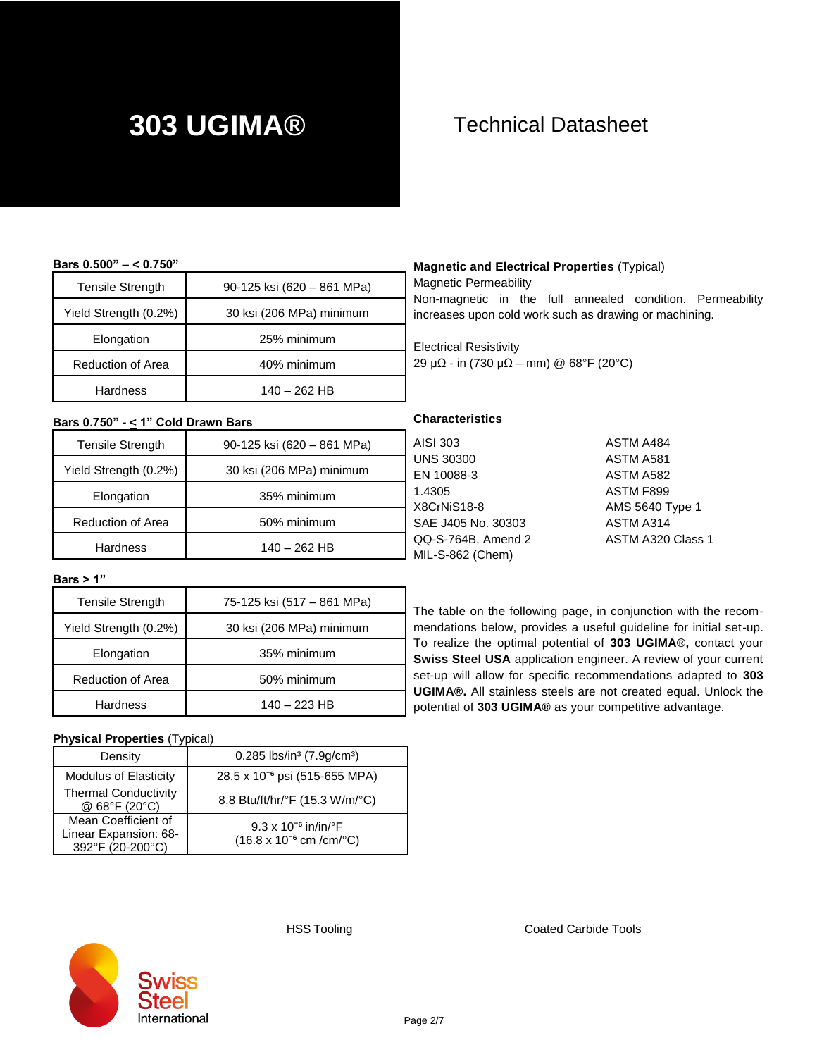# 303 UGIMA®

Technical Datasheet

**Bars 0.500" – ≤ 0.750"**

| Property | Value |
|---|---|
| Tensile Strength | 90-125 ksi (620 – 861 MPa) |
| Yield Strength (0.2%) | 30 ksi (206 MPa) minimum |
| Elongation | 25% minimum |
| Reduction of Area | 40% minimum |
| Hardness | 140 – 262 HB |

**Bars 0.750" - ≤ 1" Cold Drawn Bars**

| Property | Value |
|---|---|
| Tensile Strength | 90-125 ksi (620 – 861 MPa) |
| Yield Strength (0.2%) | 30 ksi (206 MPa) minimum |
| Elongation | 35% minimum |
| Reduction of Area | 50% minimum |
| Hardness | 140 – 262 HB |

**Bars > 1"**

| Property | Value |
|---|---|
| Tensile Strength | 75-125 ksi (517 – 861 MPa) |
| Yield Strength (0.2%) | 30 ksi (206 MPa) minimum |
| Elongation | 35% minimum |
| Reduction of Area | 50% minimum |
| Hardness | 140 – 223 HB |

**Physical Properties** (Typical)

| Property | Value |
|---|---|
| Density | 0.285 lbs/in³ (7.9g/cm³) |
| Modulus of Elasticity | 28.5 x $10^{-6}$ psi (515-655 MPA) |
| Thermal Conductivity @ 68°F (20°C) | 8.8 Btu/ft/hr/°F (15.3 W/m/°C) |
| Mean Coefficient of Linear Expansion: 68-392°F (20-200°C) | 9.3 x $10^{-6}$ in/in/°F (16.8 x $10^{-6}$ cm /cm/°C) |

**Magnetic and Electrical Properties** (Typical)

Magnetic Permeability

Non-magnetic in the full annealed condition. Permeability increases upon cold work such as drawing or machining.

Electrical Resistivity

29 µΩ - in (730 µΩ – mm) @ 68°F (20°C)

**Characteristics**

- AISI 303
- UNS 30300
- EN 10088-3
- 1.4305
- X8CrNiS18-8
- SAE J405 No. 30303
- QQ-S-764B, Amend 2
- MIL-S-862 (Chem)
- ASTM A484
- ASTM A581
- ASTM A582
- ASTM F899
- AMS 5640 Type 1
- ASTM A314
- ASTM A320 Class 1

The table on the following page, in conjunction with the recommendations below, provides a useful guideline for initial set-up. To realize the optimal potential of **303 UGIMA®,** contact your **Swiss Steel USA** application engineer. A review of your current set-up will allow for specific recommendations adapted to **303 UGIMA®.** All stainless steels are not created equal. Unlock the potential of **303 UGIMA®** as your competitive advantage.

HSS Tooling

Coated Carbide Tools

Swiss Steel International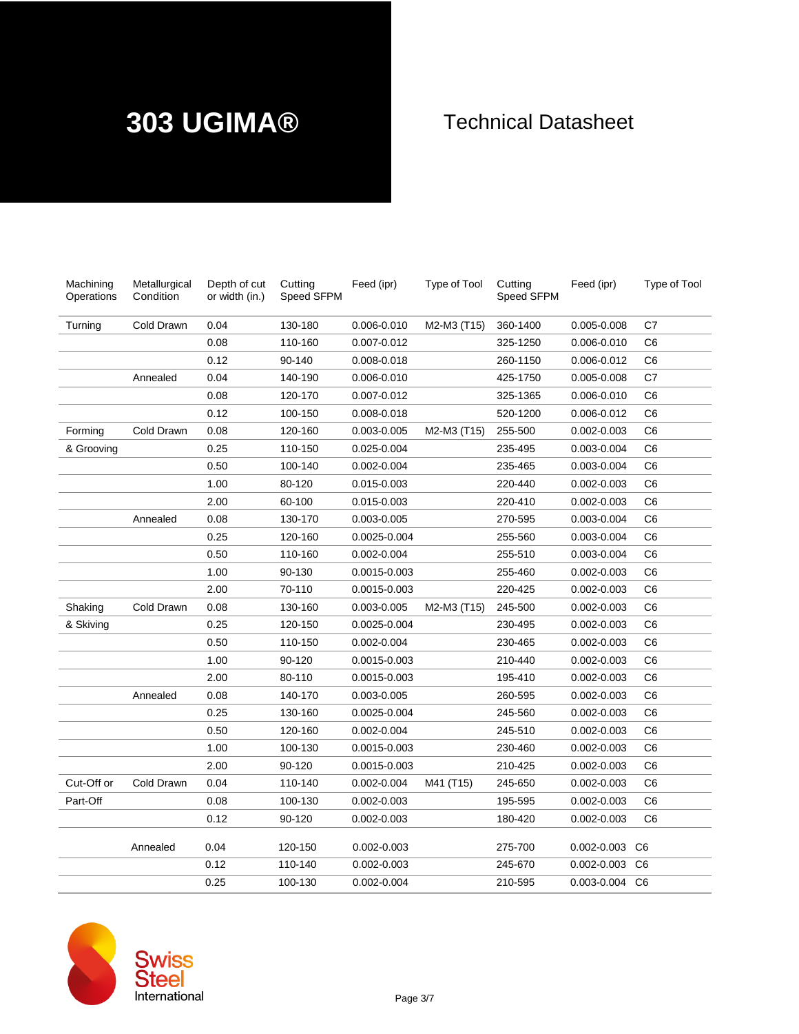# 303 UGIMA®

Technical Datasheet

| Machining Operations | Metallurgical Condition | Depth of cut or width (in.) | Cutting Speed SFPM | Feed (ipr) | Type of Tool | Cutting Speed SFPM | Feed (ipr) | Type of Tool |
|---|---|---|---|---|---|---|---|---|
| Turning | Cold Drawn | 0.04 | 130-180 | 0.006-0.010 | M2-M3 (T15) | 360-1400 | 0.005-0.008 | C7 |
| | | 0.08 | 110-160 | 0.007-0.012 | | 325-1250 | 0.006-0.010 | C6 |
| | | 0.12 | 90-140 | 0.008-0.018 | | 260-1150 | 0.006-0.012 | C6 |
| | Annealed | 0.04 | 140-190 | 0.006-0.010 | | 425-1750 | 0.005-0.008 | C7 |
| | | 0.08 | 120-170 | 0.007-0.012 | | 325-1365 | 0.006-0.010 | C6 |
| | | 0.12 | 100-150 | 0.008-0.018 | | 520-1200 | 0.006-0.012 | C6 |
| Forming & Grooving | Cold Drawn | 0.08 | 120-160 | 0.003-0.005 | M2-M3 (T15) | 255-500 | 0.002-0.003 | C6 |
| | | 0.25 | 110-150 | 0.025-0.004 | | 235-495 | 0.003-0.004 | C6 |
| | | 0.50 | 100-140 | 0.002-0.004 | | 235-465 | 0.003-0.004 | C6 |
| | | 1.00 | 80-120 | 0.015-0.003 | | 220-440 | 0.002-0.003 | C6 |
| | | 2.00 | 60-100 | 0.015-0.003 | | 220-410 | 0.002-0.003 | C6 |
| | Annealed | 0.08 | 130-170 | 0.003-0.005 | | 270-595 | 0.003-0.004 | C6 |
| | | 0.25 | 120-160 | 0.0025-0.004 | | 255-560 | 0.003-0.004 | C6 |
| | | 0.50 | 110-160 | 0.002-0.004 | | 255-510 | 0.003-0.004 | C6 |
| | | 1.00 | 90-130 | 0.0015-0.003 | | 255-460 | 0.002-0.003 | C6 |
| | | 2.00 | 70-110 | 0.0015-0.003 | | 220-425 | 0.002-0.003 | C6 |
| Shaking & Skiving | Cold Drawn | 0.08 | 130-160 | 0.003-0.005 | M2-M3 (T15) | 245-500 | 0.002-0.003 | C6 |
| | | 0.25 | 120-150 | 0.0025-0.004 | | 230-495 | 0.002-0.003 | C6 |
| | | 0.50 | 110-150 | 0.002-0.004 | | 230-465 | 0.002-0.003 | C6 |
| | | 1.00 | 90-120 | 0.0015-0.003 | | 210-440 | 0.002-0.003 | C6 |
| | | 2.00 | 80-110 | 0.0015-0.003 | | 195-410 | 0.002-0.003 | C6 |
| | Annealed | 0.08 | 140-170 | 0.003-0.005 | | 260-595 | 0.002-0.003 | C6 |
| | | 0.25 | 130-160 | 0.0025-0.004 | | 245-560 | 0.002-0.003 | C6 |
| | | 0.50 | 120-160 | 0.002-0.004 | | 245-510 | 0.002-0.003 | C6 |
| | | 1.00 | 100-130 | 0.0015-0.003 | | 230-460 | 0.002-0.003 | C6 |
| | | 2.00 | 90-120 | 0.0015-0.003 | | 210-425 | 0.002-0.003 | C6 |
| Cut-Off or Part-Off | Cold Drawn | 0.04 | 110-140 | 0.002-0.004 | M41 (T15) | 245-650 | 0.002-0.003 | C6 |
| | | 0.08 | 100-130 | 0.002-0.003 | | 195-595 | 0.002-0.003 | C6 |
| | | 0.12 | 90-120 | 0.002-0.003 | | 180-420 | 0.002-0.003 | C6 |
| | Annealed | 0.04 | 120-150 | 0.002-0.003 | | 275-700 | 0.002-0.003 | C6 |
| | | 0.12 | 110-140 | 0.002-0.003 | | 245-670 | 0.002-0.003 | C6 |
| | | 0.25 | 100-130 | 0.002-0.004 | | 210-595 | 0.003-0.004 | C6 |

Swiss Steel International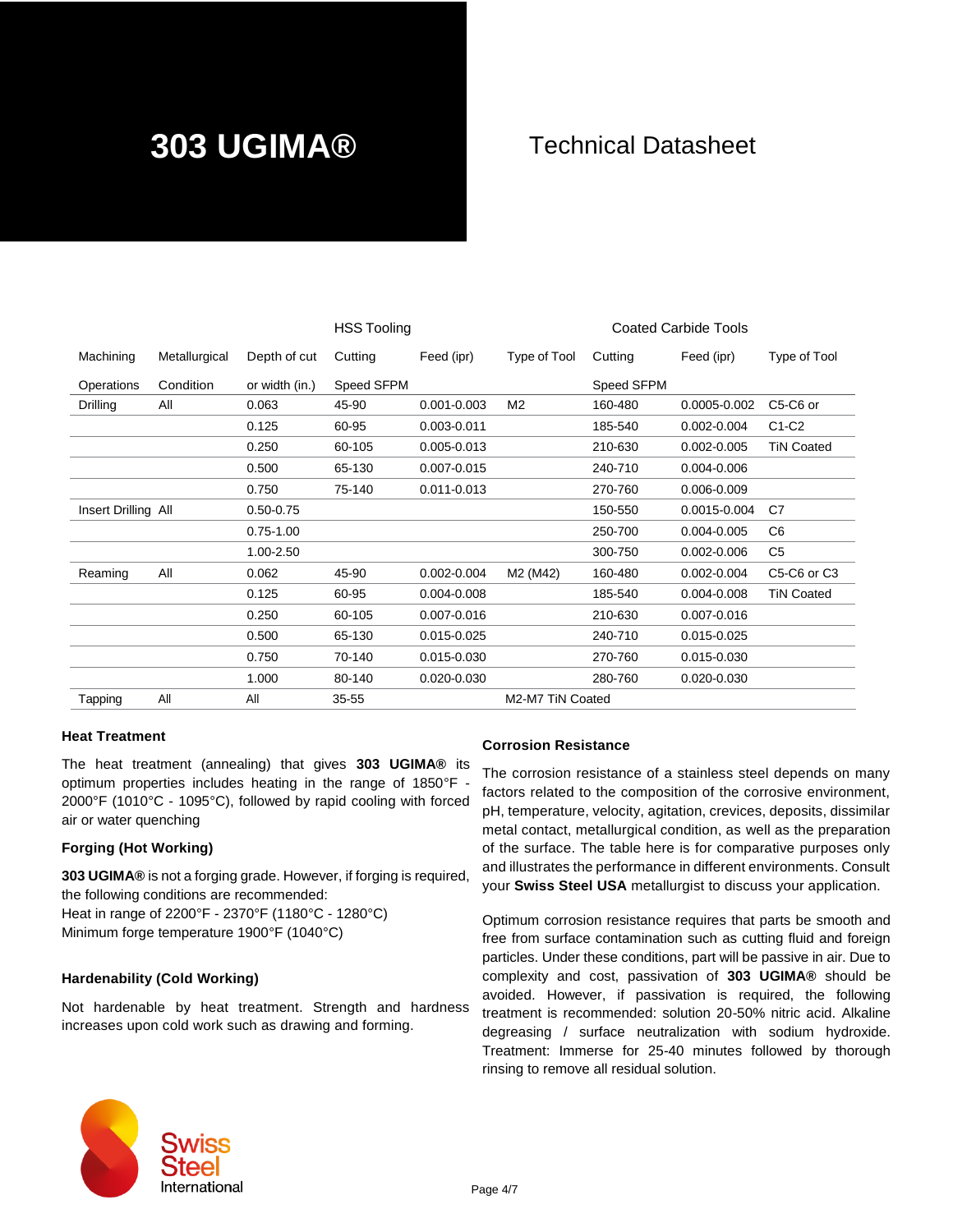# 303 UGIMA®

## Technical Datasheet

| Machining Operations | Metallurgical Condition | Depth of cut or width (in.) | HSS Tooling Cutting Speed SFPM | HSS Tooling Feed (ipr) | HSS Tooling Type of Tool | Coated Carbide Tools Cutting Speed SFPM | Coated Carbide Tools Feed (ipr) | Coated Carbide Tools Type of Tool |
|---|---|---|---|---|---|---|---|---|
| Drilling | All | 0.063 | 45-90 | 0.001-0.003 | M2 | 160-480 | 0.0005-0.002 | C5-C6 or |
| | | 0.125 | 60-95 | 0.003-0.011 | | 185-540 | 0.002-0.004 | C1-C2 |
| | | 0.250 | 60-105 | 0.005-0.013 | | 210-630 | 0.002-0.005 | TiN Coated |
| | | 0.500 | 65-130 | 0.007-0.015 | | 240-710 | 0.004-0.006 | |
| | | 0.750 | 75-140 | 0.011-0.013 | | 270-760 | 0.006-0.009 | |
| Insert Drilling | All | 0.50-0.75 | | | | 150-550 | 0.0015-0.004 | C7 |
| | | 0.75-1.00 | | | | 250-700 | 0.004-0.005 | C6 |
| | | 1.00-2.50 | | | | 300-750 | 0.002-0.006 | C5 |
| Reaming | All | 0.062 | 45-90 | 0.002-0.004 | M2 (M42) | 160-480 | 0.002-0.004 | C5-C6 or C3 |
| | | 0.125 | 60-95 | 0.004-0.008 | | 185-540 | 0.004-0.008 | TiN Coated |
| | | 0.250 | 60-105 | 0.007-0.016 | | 210-630 | 0.007-0.016 | |
| | | 0.500 | 65-130 | 0.015-0.025 | | 240-710 | 0.015-0.025 | |
| | | 0.750 | 70-140 | 0.015-0.030 | | 270-760 | 0.015-0.030 | |
| | | 1.000 | 80-140 | 0.020-0.030 | | 280-760 | 0.020-0.030 | |
| Tapping | All | All | 35-55 | | M2-M7 TiN Coated | | | |

### Heat Treatment

The heat treatment (annealing) that gives **303 UGIMA®** its optimum properties includes heating in the range of 1850°F - 2000°F (1010°C - 1095°C), followed by rapid cooling with forced air or water quenching

### Forging (Hot Working)

**303 UGIMA®** is not a forging grade. However, if forging is required, the following conditions are recommended:
Heat in range of 2200°F - 2370°F (1180°C - 1280°C)
Minimum forge temperature 1900°F (1040°C)

### Hardenability (Cold Working)

Not hardenable by heat treatment. Strength and hardness increases upon cold work such as drawing and forming.

### Corrosion Resistance

The corrosion resistance of a stainless steel depends on many factors related to the composition of the corrosive environment, pH, temperature, velocity, agitation, crevices, deposits, dissimilar metal contact, metallurgical condition, as well as the preparation of the surface. The table here is for comparative purposes only and illustrates the performance in different environments. Consult your **Swiss Steel USA** metallurgist to discuss your application.

Optimum corrosion resistance requires that parts be smooth and free from surface contamination such as cutting fluid and foreign particles. Under these conditions, part will be passive in air. Due to complexity and cost, passivation of **303 UGIMA®** should be avoided. However, if passivation is required, the following treatment is recommended: solution 20-50% nitric acid. Alkaline degreasing / surface neutralization with sodium hydroxide. Treatment: Immerse for 25-40 minutes followed by thorough rinsing to remove all residual solution.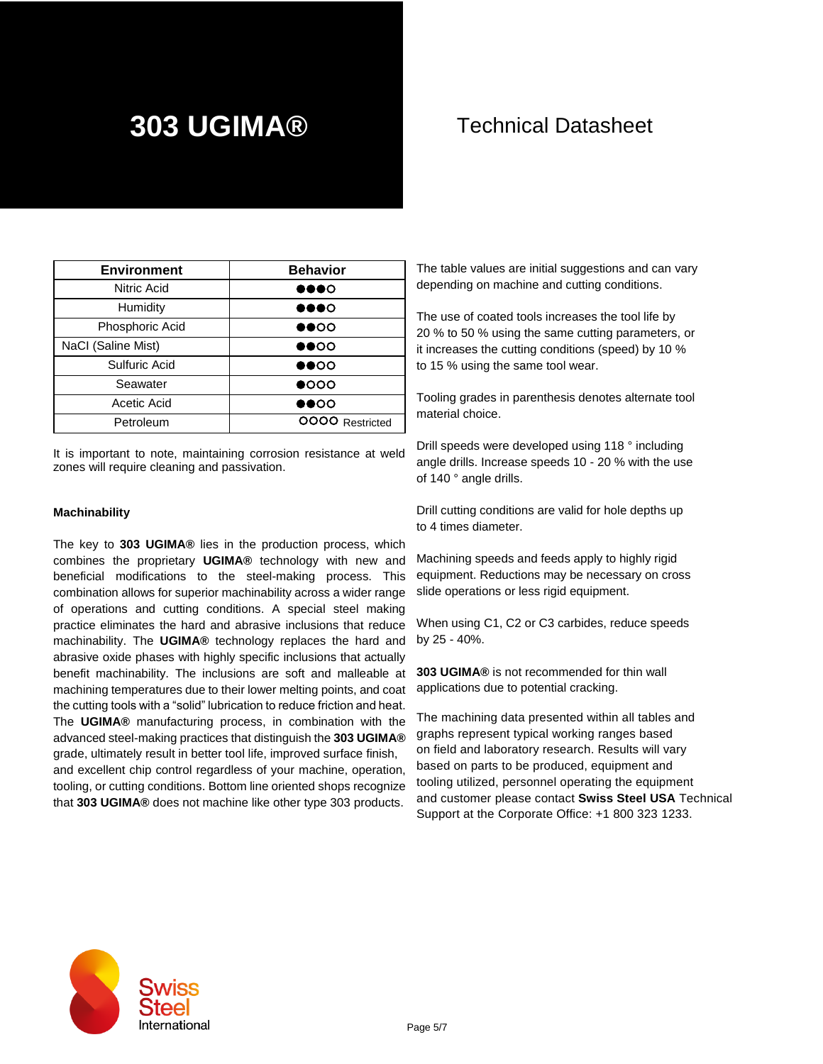# 303 UGIMA®

Technical Datasheet

| Environment | Behavior |
|---|---|
| Nitric Acid | ●●●○ |
| Humidity | ●●●○ |
| Phosphoric Acid | ●●○○ |
| NaCl (Saline Mist) | ●●○○ |
| Sulfuric Acid | ●●○○ |
| Seawater | ●○○○ |
| Acetic Acid | ●●○○ |
| Petroleum | ○○○○ Restricted |

It is important to note, maintaining corrosion resistance at weld zones will require cleaning and passivation.

### Machinability

The key to **303 UGIMA®** lies in the production process, which combines the proprietary **UGIMA®** technology with new and beneficial modifications to the steel-making process. This combination allows for superior machinability across a wider range of operations and cutting conditions. A special steel making practice eliminates the hard and abrasive inclusions that reduce machinability. The **UGIMA®** technology replaces the hard and abrasive oxide phases with highly specific inclusions that actually benefit machinability. The inclusions are soft and malleable at machining temperatures due to their lower melting points, and coat the cutting tools with a "solid" lubrication to reduce friction and heat. The **UGIMA®** manufacturing process, in combination with the advanced steel-making practices that distinguish the **303 UGIMA®** grade, ultimately result in better tool life, improved surface finish, and excellent chip control regardless of your machine, operation, tooling, or cutting conditions. Bottom line oriented shops recognize that **303 UGIMA®** does not machine like other type 303 products.

The table values are initial suggestions and can vary depending on machine and cutting conditions.

The use of coated tools increases the tool life by 20 % to 50 % using the same cutting parameters, or it increases the cutting conditions (speed) by 10 % to 15 % using the same tool wear.

Tooling grades in parenthesis denotes alternate tool material choice.

Drill speeds were developed using 118 ° including angle drills. Increase speeds 10 - 20 % with the use of 140 ° angle drills.

Drill cutting conditions are valid for hole depths up to 4 times diameter.

Machining speeds and feeds apply to highly rigid equipment. Reductions may be necessary on cross slide operations or less rigid equipment.

When using C1, C2 or C3 carbides, reduce speeds by 25 - 40%.

**303 UGIMA®** is not recommended for thin wall applications due to potential cracking.

The machining data presented within all tables and graphs represent typical working ranges based on field and laboratory research. Results will vary based on parts to be produced, equipment and tooling utilized, personnel operating the equipment and customer please contact **Swiss Steel USA** Technical Support at the Corporate Office: +1 800 323 1233.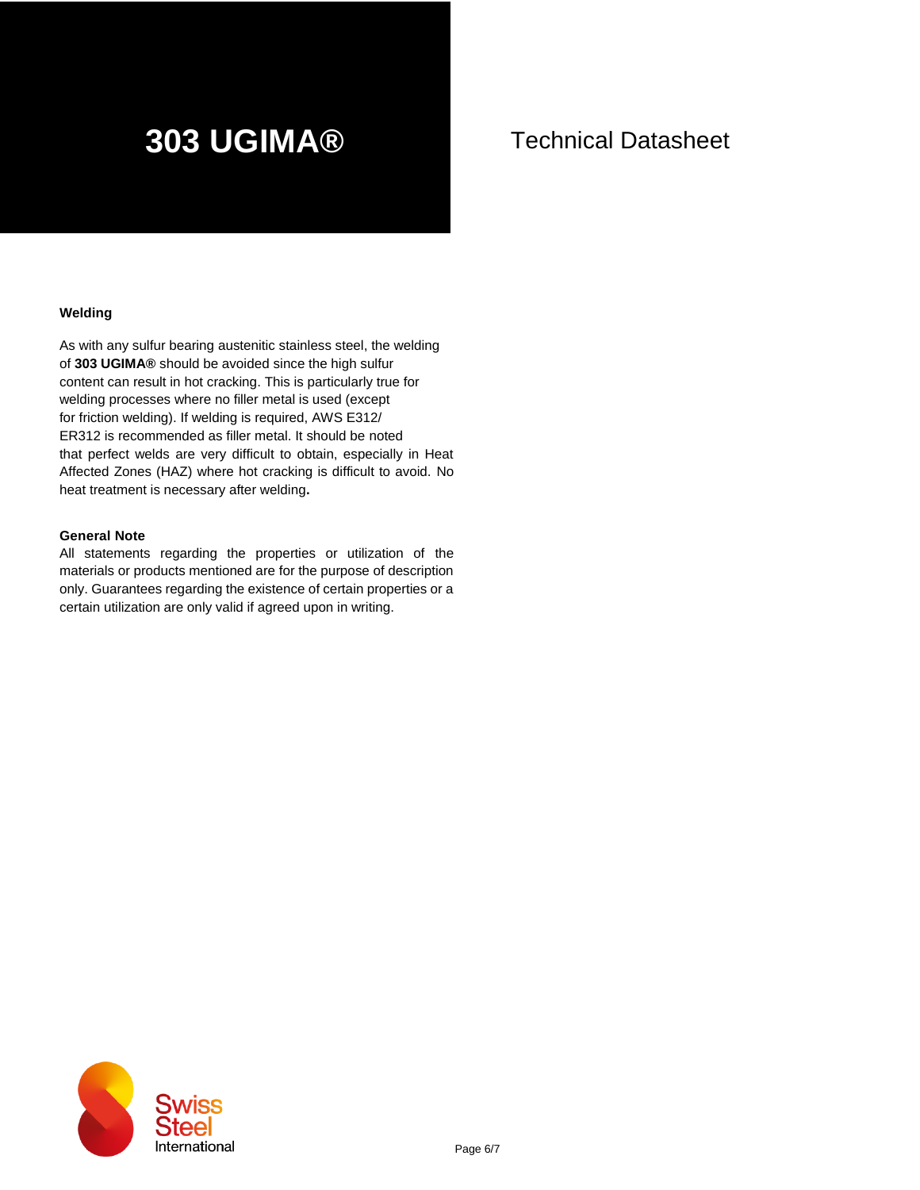## Welding

As with any sulfur bearing austenitic stainless steel, the welding of **303 UGIMA®** should be avoided since the high sulfur content can result in hot cracking. This is particularly true for welding processes where no filler metal is used (except for friction welding). If welding is required, AWS E312/ ER312 is recommended as filler metal. It should be noted that perfect welds are very difficult to obtain, especially in Heat Affected Zones (HAZ) where hot cracking is difficult to avoid. No heat treatment is necessary after welding**.**

## General Note

All statements regarding the properties or utilization of the materials or products mentioned are for the purpose of description only. Guarantees regarding the existence of certain properties or a certain utilization are only valid if agreed upon in writing.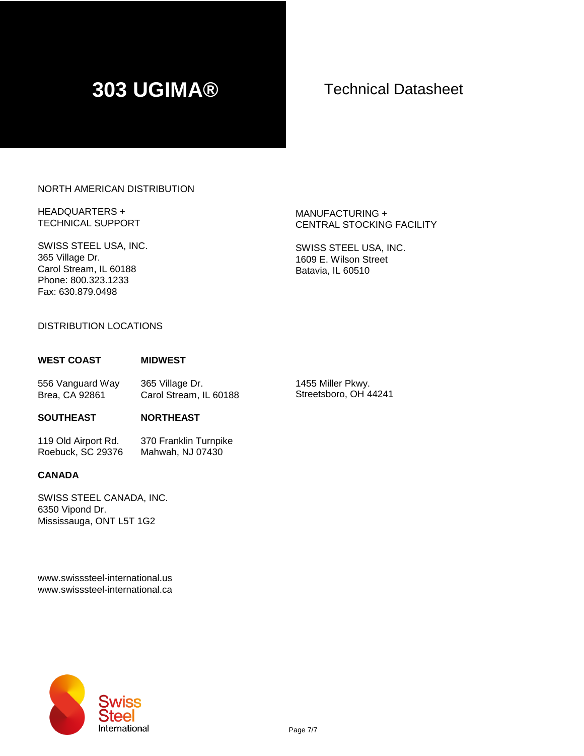# 303 UGIMA®

Technical Datasheet

NORTH AMERICAN DISTRIBUTION

HEADQUARTERS +
TECHNICAL SUPPORT

SWISS STEEL USA, INC.
365 Village Dr.
Carol Stream, IL 60188
Phone: 800.323.1233
Fax: 630.879.0498

MANUFACTURING +
CENTRAL STOCKING FACILITY

SWISS STEEL USA, INC.
1609 E. Wilson Street
Batavia, IL 60510

DISTRIBUTION LOCATIONS

**WEST COAST**

556 Vanguard Way
Brea, CA 92861

**MIDWEST**

365 Village Dr.
Carol Stream, IL 60188

1455 Miller Pkwy.
Streetsboro, OH 44241

**SOUTHEAST**

119 Old Airport Rd.
Roebuck, SC 29376

**NORTHEAST**

370 Franklin Turnpike
Mahwah, NJ 07430

**CANADA**

SWISS STEEL CANADA, INC.
6350 Vipond Dr.
Mississauga, ONT L5T 1G2

www.swisssteel-international.us
www.swisssteel-international.ca

Swiss Steel International